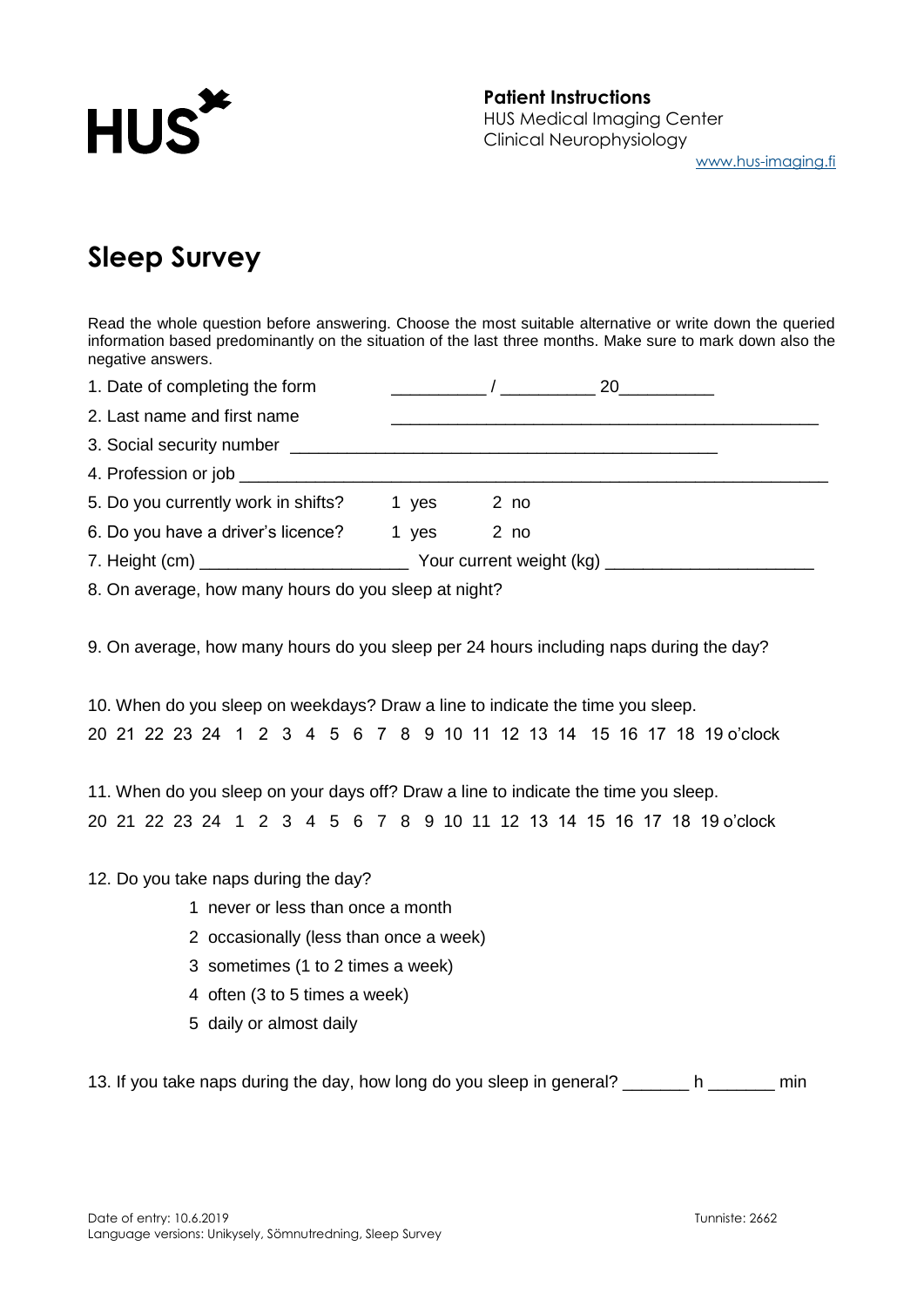HUS

**Patient Instructions**
HUS Medical Imaging Center
Clinical Neurophysiology
www.hus-imaging.fi

# Sleep Survey

Read the whole question before answering. Choose the most suitable alternative or write down the queried information based predominantly on the situation of the last three months. Make sure to mark down also the negative answers.

1. Date of completing the form __________ / __________ 20__________

2. Last name and first name ______________________________________________

3. Social security number ______________________________________________

4. Profession or job ______________________________________________________________

5. Do you currently work in shifts? 1 yes 2 no

6. Do you have a driver's licence? 1 yes 2 no

7. Height (cm) ______________________ Your current weight (kg) ______________________

8. On average, how many hours do you sleep at night?

9. On average, how many hours do you sleep per 24 hours including naps during the day?

10. When do you sleep on weekdays? Draw a line to indicate the time you sleep.

20 21 22 23 24 1 2 3 4 5 6 7 8 9 10 11 12 13 14 15 16 17 18 19 o'clock

11. When do you sleep on your days off? Draw a line to indicate the time you sleep.

20 21 22 23 24 1 2 3 4 5 6 7 8 9 10 11 12 13 14 15 16 17 18 19 o'clock

12. Do you take naps during the day?

   1 never or less than once a month
   2 occasionally (less than once a week)
   3 sometimes (1 to 2 times a week)
   4 often (3 to 5 times a week)
   5 daily or almost daily

13. If you take naps during the day, how long do you sleep in general? _______ h _______ min

Date of entry: 10.6.2019
Language versions: Unikysely, Sömnutredning, Sleep Survey

Tunniste: 2662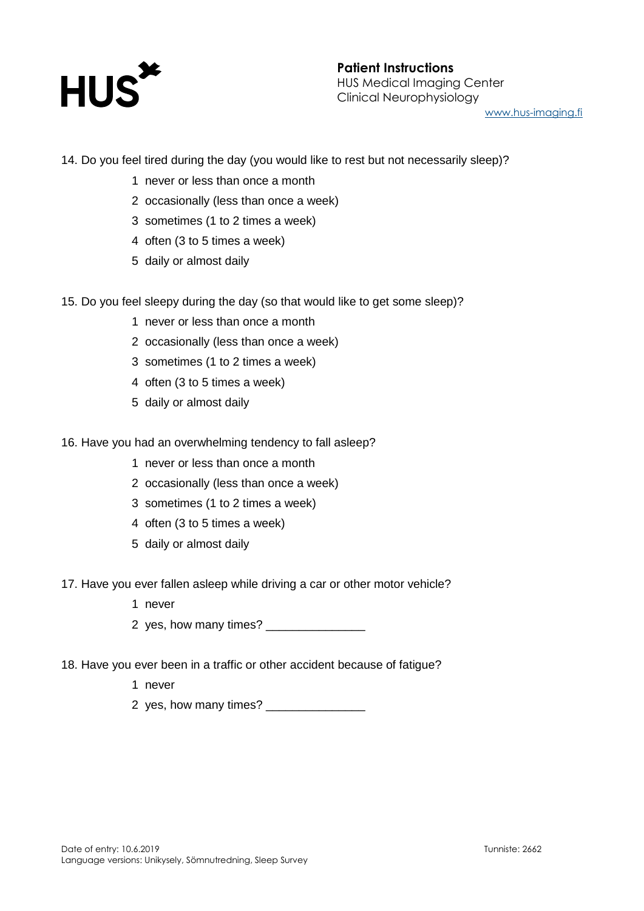14. Do you feel tired during the day (you would like to rest but not necessarily sleep)?

    1 never or less than once a month
    2 occasionally (less than once a week)
    3 sometimes (1 to 2 times a week)
    4 often (3 to 5 times a week)
    5 daily or almost daily

15. Do you feel sleepy during the day (so that would like to get some sleep)?

    1 never or less than once a month
    2 occasionally (less than once a week)
    3 sometimes (1 to 2 times a week)
    4 often (3 to 5 times a week)
    5 daily or almost daily

16. Have you had an overwhelming tendency to fall asleep?

    1 never or less than once a month
    2 occasionally (less than once a week)
    3 sometimes (1 to 2 times a week)
    4 often (3 to 5 times a week)
    5 daily or almost daily

17. Have you ever fallen asleep while driving a car or other motor vehicle?

    1 never
    2 yes, how many times? _______________

18. Have you ever been in a traffic or other accident because of fatigue?

    1 never
    2 yes, how many times? _______________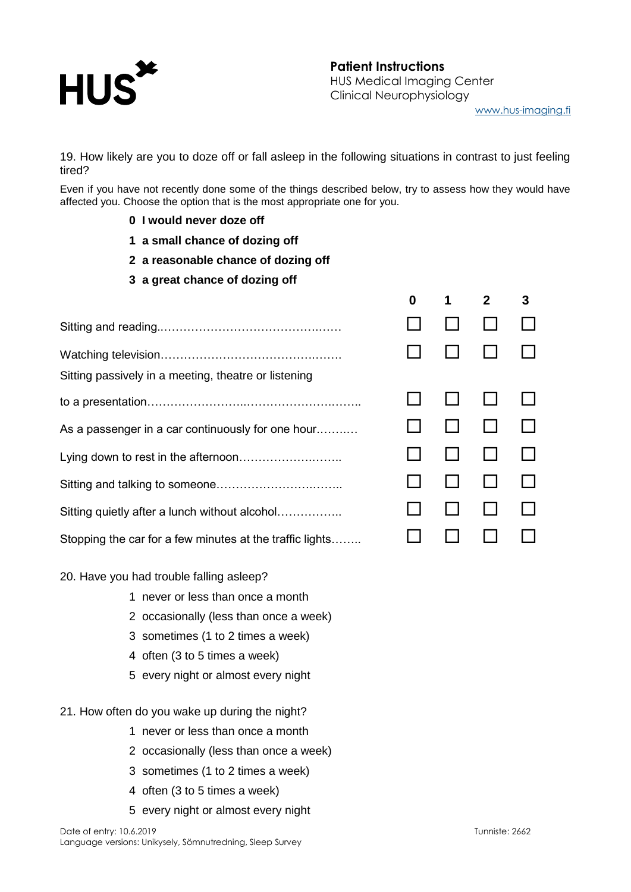19. How likely are you to doze off or fall asleep in the following situations in contrast to just feeling tired?

Even if you have not recently done some of the things described below, try to assess how they would have affected you. Choose the option that is the most appropriate one for you.

**0 I would never doze off**

**1 a small chance of dozing off**

**2 a reasonable chance of dozing off**

**3 a great chance of dozing off**

| | **0** | **1** | **2** | **3** |
|---|---|---|---|---|
| Sitting and reading……………………………………… | ☐ | ☐ | ☐ | ☐ |
| Watching television……………………………………… | ☐ | ☐ | ☐ | ☐ |
| Sitting passively in a meeting, theatre or listening to a presentation…………………………………………… | ☐ | ☐ | ☐ | ☐ |
| As a passenger in a car continuously for one hour………. | ☐ | ☐ | ☐ | ☐ |
| Lying down to rest in the afternoon……………………. | ☐ | ☐ | ☐ | ☐ |
| Sitting and talking to someone………………………….. | ☐ | ☐ | ☐ | ☐ |
| Sitting quietly after a lunch without alcohol…………….. | ☐ | ☐ | ☐ | ☐ |
| Stopping the car for a few minutes at the traffic lights…….. | ☐ | ☐ | ☐ | ☐ |

20. Have you had trouble falling asleep?

1 never or less than once a month
2 occasionally (less than once a week)
3 sometimes (1 to 2 times a week)
4 often (3 to 5 times a week)
5 every night or almost every night

21. How often do you wake up during the night?

1 never or less than once a month
2 occasionally (less than once a week)
3 sometimes (1 to 2 times a week)
4 often (3 to 5 times a week)
5 every night or almost every night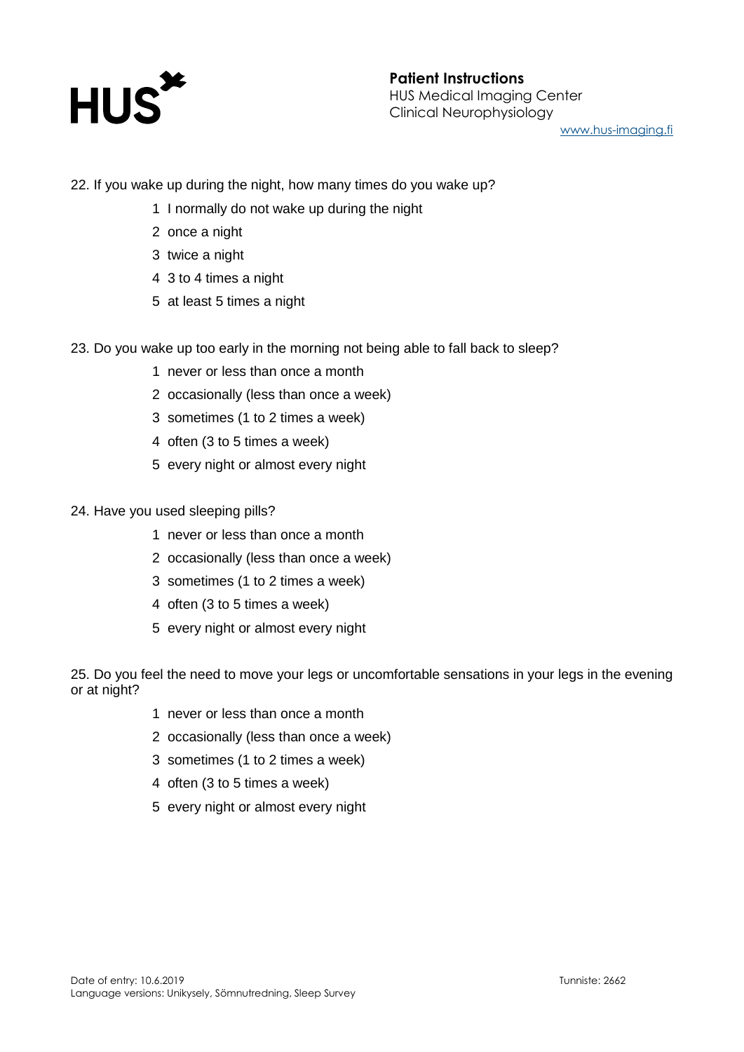22. If you wake up during the night, how many times do you wake up?

1 I normally do not wake up during the night
2 once a night
3 twice a night
4 3 to 4 times a night
5 at least 5 times a night

23. Do you wake up too early in the morning not being able to fall back to sleep?

1 never or less than once a month
2 occasionally (less than once a week)
3 sometimes (1 to 2 times a week)
4 often (3 to 5 times a week)
5 every night or almost every night

24. Have you used sleeping pills?

1 never or less than once a month
2 occasionally (less than once a week)
3 sometimes (1 to 2 times a week)
4 often (3 to 5 times a week)
5 every night or almost every night

25. Do you feel the need to move your legs or uncomfortable sensations in your legs in the evening or at night?

1 never or less than once a month
2 occasionally (less than once a week)
3 sometimes (1 to 2 times a week)
4 often (3 to 5 times a week)
5 every night or almost every night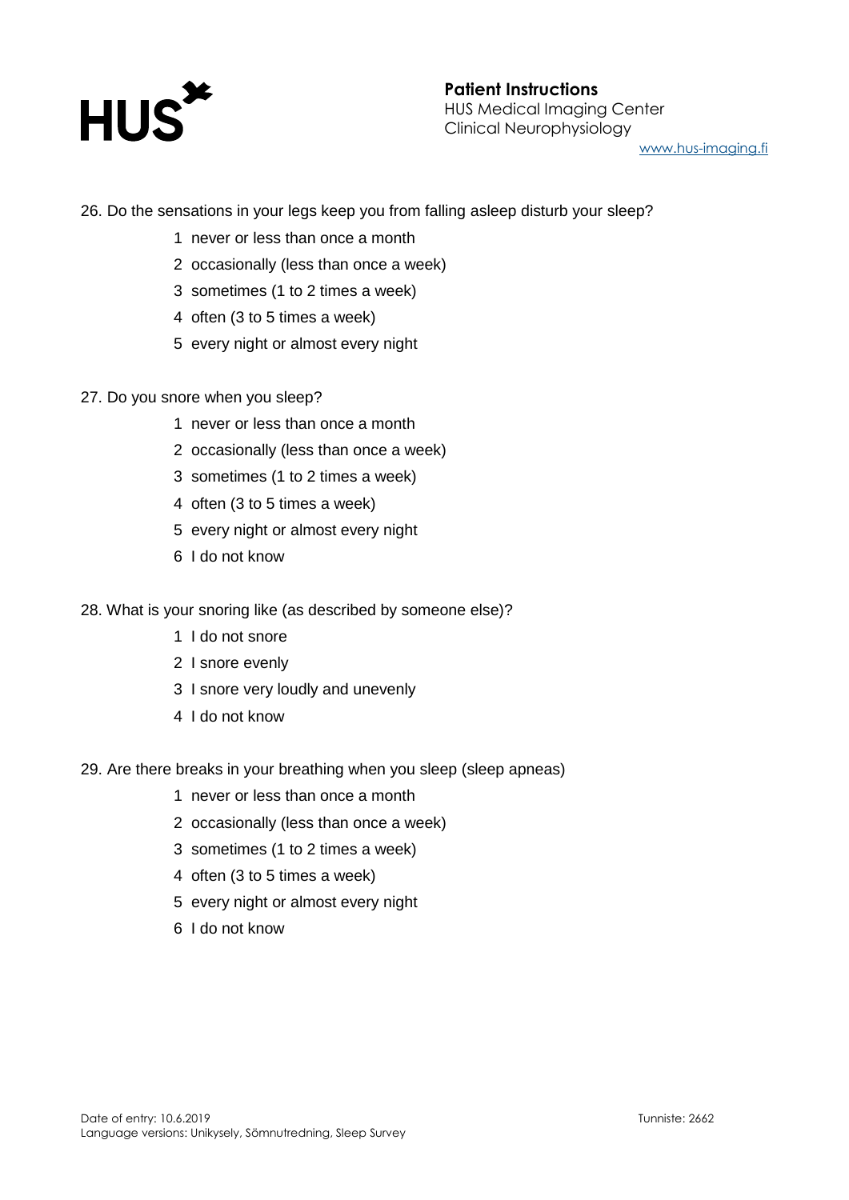26. Do the sensations in your legs keep you from falling asleep disturb your sleep?

   1 never or less than once a month
   2 occasionally (less than once a week)
   3 sometimes (1 to 2 times a week)
   4 often (3 to 5 times a week)
   5 every night or almost every night

27. Do you snore when you sleep?

   1 never or less than once a month
   2 occasionally (less than once a week)
   3 sometimes (1 to 2 times a week)
   4 often (3 to 5 times a week)
   5 every night or almost every night
   6 I do not know

28. What is your snoring like (as described by someone else)?

   1 I do not snore
   2 I snore evenly
   3 I snore very loudly and unevenly
   4 I do not know

29. Are there breaks in your breathing when you sleep (sleep apneas)

   1 never or less than once a month
   2 occasionally (less than once a week)
   3 sometimes (1 to 2 times a week)
   4 often (3 to 5 times a week)
   5 every night or almost every night
   6 I do not know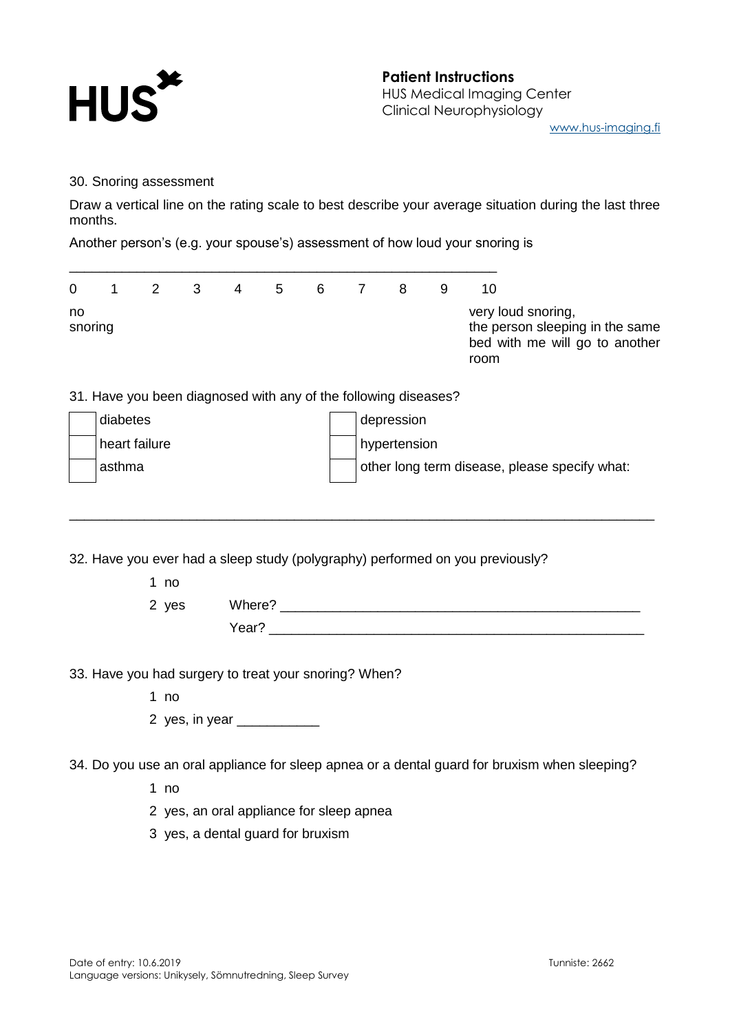30. Snoring assessment

Draw a vertical line on the rating scale to best describe your average situation during the last three months.

Another person's (e.g. your spouse's) assessment of how loud your snoring is

\_\_\_\_\_\_\_\_\_\_\_\_\_\_\_\_\_\_\_\_\_\_\_\_\_\_\_\_\_\_\_\_\_\_\_\_\_\_\_\_\_\_\_\_\_\_\_\_\_\_\_\_\_\_\_\_

| 0 | 1 | 2 | 3 | 4 | 5 | 6 | 7 | 8 | 9 | 10 |
|---|---|---|---|---|---|---|---|---|---|---|
| no snoring | | | | | | | | | | very loud snoring, the person sleeping in the same bed with me will go to another room |

31. Have you been diagnosed with any of the following diseases?

| | | | |
|---|---|---|---|
| ☐ | diabetes | ☐ | depression |
| ☐ | heart failure | ☐ | hypertension |
| ☐ | asthma | ☐ | other long term disease, please specify what: |

\_\_\_\_\_\_\_\_\_\_\_\_\_\_\_\_\_\_\_\_\_\_\_\_\_\_\_\_\_\_\_\_\_\_\_\_\_\_\_\_\_\_\_\_\_\_\_\_\_\_\_\_\_\_\_\_\_\_\_\_\_\_\_\_\_\_\_\_\_\_\_\_\_\_

32. Have you ever had a sleep study (polygraphy) performed on you previously?

1 no

2 yes Where? \_\_\_\_\_\_\_\_\_\_\_\_\_\_\_\_\_\_\_\_\_\_\_\_\_\_\_\_\_\_\_\_\_\_\_\_\_\_\_\_\_\_\_\_\_\_

Year? \_\_\_\_\_\_\_\_\_\_\_\_\_\_\_\_\_\_\_\_\_\_\_\_\_\_\_\_\_\_\_\_\_\_\_\_\_\_\_\_\_\_\_\_\_\_\_\_

33. Have you had surgery to treat your snoring? When?

1 no

2 yes, in year \_\_\_\_\_\_\_\_\_\_\_

34. Do you use an oral appliance for sleep apnea or a dental guard for bruxism when sleeping?

1 no

2 yes, an oral appliance for sleep apnea

3 yes, a dental guard for bruxism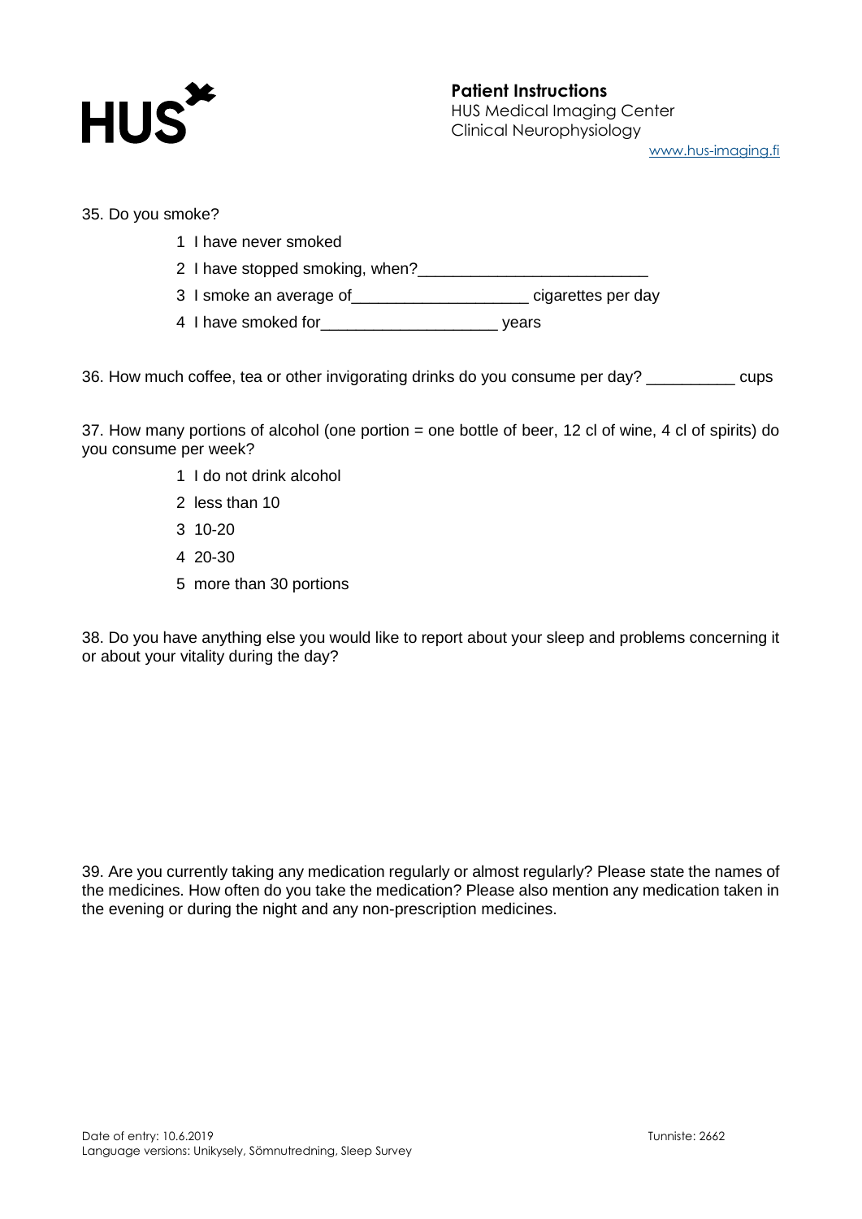35. Do you smoke?

1 I have never smoked

2 I have stopped smoking, when?__________________________

3 I smoke an average of____________________ cigarettes per day

4 I have smoked for____________________ years

36. How much coffee, tea or other invigorating drinks do you consume per day? __________ cups

37. How many portions of alcohol (one portion = one bottle of beer, 12 cl of wine, 4 cl of spirits) do you consume per week?

1 I do not drink alcohol

2 less than 10

3 10-20

4 20-30

5 more than 30 portions

38. Do you have anything else you would like to report about your sleep and problems concerning it or about your vitality during the day?

39. Are you currently taking any medication regularly or almost regularly? Please state the names of the medicines. How often do you take the medication? Please also mention any medication taken in the evening or during the night and any non-prescription medicines.

Date of entry: 10.6.2019

Language versions: Unikysely, Sömnutredning, Sleep Survey

Tunniste: 2662